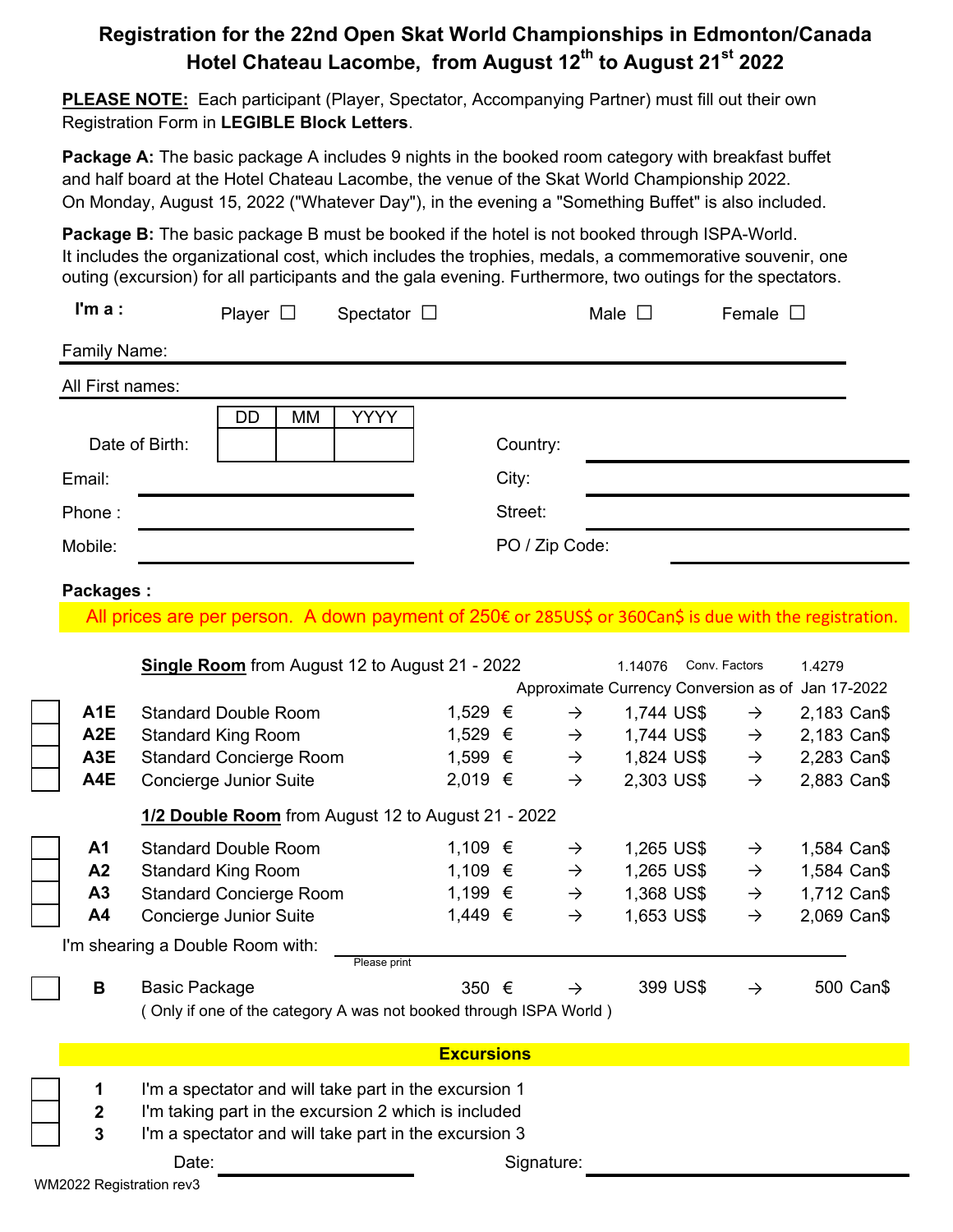# Registration for the 22nd Open Skat World Championships in Edmonton/Canada

## Hotel Chateau Lacombe, from August 12th to August 21st 2022

**PLEASE NOTE:** Each participant (Player, Spectator, Accompanying Partner) must fill out their own Registration Form in **LEGIBLE Block Letters**.

**Package A:** The basic package A includes 9 nights in the booked room category with breakfast buffet and half board at the Hotel Chateau Lacombe, the venue of the Skat World Championship 2022. On Monday, August 15, 2022 ("Whatever Day"), in the evening a "Something Buffet" is also included.

**Package B:** The basic package B must be booked if the hotel is not booked through ISPA-World. It includes the organizational cost, which includes the trophies, medals, a commemorative souvenir, one outing (excursion) for all participants and the gala evening. Furthermore, two outings for the spectators.

**I'm a :** Player ☐ Spectator ☐ Male ☐ Female ☐

Family Name: ______________________________

All First names: ______________________________

| | DD | MM | YYYY |
|---|---|---|---|
| Date of Birth: | | | |

Country: ______________________________

Email: ______________________________

City: ______________________________

Phone : ______________________________

Street: ______________________________

Mobile: ______________________________

PO / Zip Code: ______________________________

**Packages :**

All prices are per person. A down payment of 250€ or 285US$ or 360Can$ is due with the registration.

| | | **Single Room** from August 12 to August 21 - 2022 | | | 1.14076 | Conv. Factors | 1.4279 |
|---|---|---|---|---|---|---|---|
| | | | Approximate Currency Conversion as of | | | | Jan 17-2022 |
| ☐ | **A1E** | Standard Double Room | 1,529 € | → | 1,744 US$ | → | 2,183 Can$ |
| ☐ | **A2E** | Standard King Room | 1,529 € | → | 1,744 US$ | → | 2,183 Can$ |
| ☐ | **A3E** | Standard Concierge Room | 1,599 € | → | 1,824 US$ | → | 2,283 Can$ |
| ☐ | **A4E** | Concierge Junior Suite | 2,019 € | → | 2,303 US$ | → | 2,883 Can$ |
| | | **1/2 Double Room** from August 12 to August 21 - 2022 | | | | | |
| ☐ | **A1** | Standard Double Room | 1,109 € | → | 1,265 US$ | → | 1,584 Can$ |
| ☐ | **A2** | Standard King Room | 1,109 € | → | 1,265 US$ | → | 1,584 Can$ |
| ☐ | **A3** | Standard Concierge Room | 1,199 € | → | 1,368 US$ | → | 1,712 Can$ |
| ☐ | **A4** | Concierge Junior Suite | 1,449 € | → | 1,653 US$ | → | 2,069 Can$ |

I'm shearing a Double Room with: ______________________________ (Please print)

| | | | | | | | |
|---|---|---|---|---|---|---|---|
| ☐ | **B** | Basic Package<br>( Only if one of the category A was not booked through ISPA World ) | 350 € | → | 399 US$ | → | 500 Can$ |

**Excursions**

- ☐ **1** I'm a spectator and will take part in the excursion 1
- ☐ **2** I'm taking part in the excursion 2 which is included
- ☐ **3** I'm a spectator and will take part in the excursion 3

Date: ______________________________ Signature: ______________________________

WM2022 Registration rev3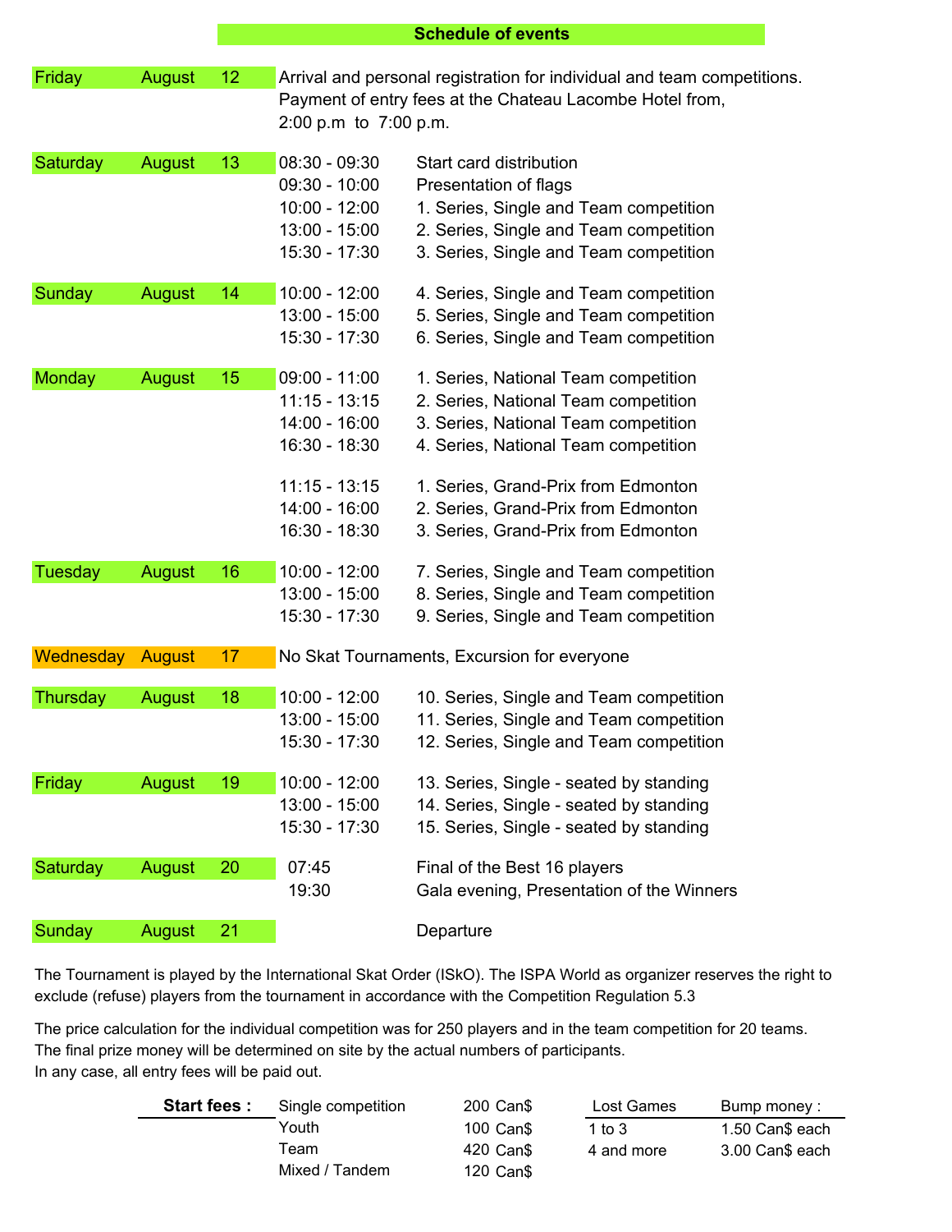## Schedule of events

| | | | | |
|---|---|---|---|---|
| Friday | August | 12 | Arrival and personal registration for individual and team competitions. Payment of entry fees at the Chateau Lacombe Hotel from, 2:00 p.m to 7:00 p.m. | |
| Saturday | August | 13 | 08:30 - 09:30 | Start card distribution |
| | | | 09:30 - 10:00 | Presentation of flags |
| | | | 10:00 - 12:00 | 1. Series, Single and Team competition |
| | | | 13:00 - 15:00 | 2. Series, Single and Team competition |
| | | | 15:30 - 17:30 | 3. Series, Single and Team competition |
| Sunday | August | 14 | 10:00 - 12:00 | 4. Series, Single and Team competition |
| | | | 13:00 - 15:00 | 5. Series, Single and Team competition |
| | | | 15:30 - 17:30 | 6. Series, Single and Team competition |
| Monday | August | 15 | 09:00 - 11:00 | 1. Series, National Team competition |
| | | | 11:15 - 13:15 | 2. Series, National Team competition |
| | | | 14:00 - 16:00 | 3. Series, National Team competition |
| | | | 16:30 - 18:30 | 4. Series, National Team competition |
| | | | 11:15 - 13:15 | 1. Series, Grand-Prix from Edmonton |
| | | | 14:00 - 16:00 | 2. Series, Grand-Prix from Edmonton |
| | | | 16:30 - 18:30 | 3. Series, Grand-Prix from Edmonton |
| Tuesday | August | 16 | 10:00 - 12:00 | 7. Series, Single and Team competition |
| | | | 13:00 - 15:00 | 8. Series, Single and Team competition |
| | | | 15:30 - 17:30 | 9. Series, Single and Team competition |
| Wednesday | August | 17 | No Skat Tournaments, Excursion for everyone | |
| Thursday | August | 18 | 10:00 - 12:00 | 10. Series, Single and Team competition |
| | | | 13:00 - 15:00 | 11. Series, Single and Team competition |
| | | | 15:30 - 17:30 | 12. Series, Single and Team competition |
| Friday | August | 19 | 10:00 - 12:00 | 13. Series, Single - seated by standing |
| | | | 13:00 - 15:00 | 14. Series, Single - seated by standing |
| | | | 15:30 - 17:30 | 15. Series, Single - seated by standing |
| Saturday | August | 20 | 07:45 | Final of the Best 16 players |
| | | | 19:30 | Gala evening, Presentation of the Winners |
| Sunday | August | 21 | | Departure |

The Tournament is played by the International Skat Order (ISkO). The ISPA World as organizer reserves the right to exclude (refuse) players from the tournament in accordance with the Competition Regulation 5.3

The price calculation for the individual competition was for 250 players and in the team competition for 20 teams. The final prize money will be determined on site by the actual numbers of participants. In any case, all entry fees will be paid out.

| **Start fees :** | | |
|---|---|---|
| Single competition | 200 | Can$ |
| Youth | 100 | Can$ |
| Team | 420 | Can$ |
| Mixed / Tandem | 120 | Can$ |

| Lost Games | Bump money : |
|---|---|
| 1 to 3 | 1.50 Can$ each |
| 4 and more | 3.00 Can$ each |